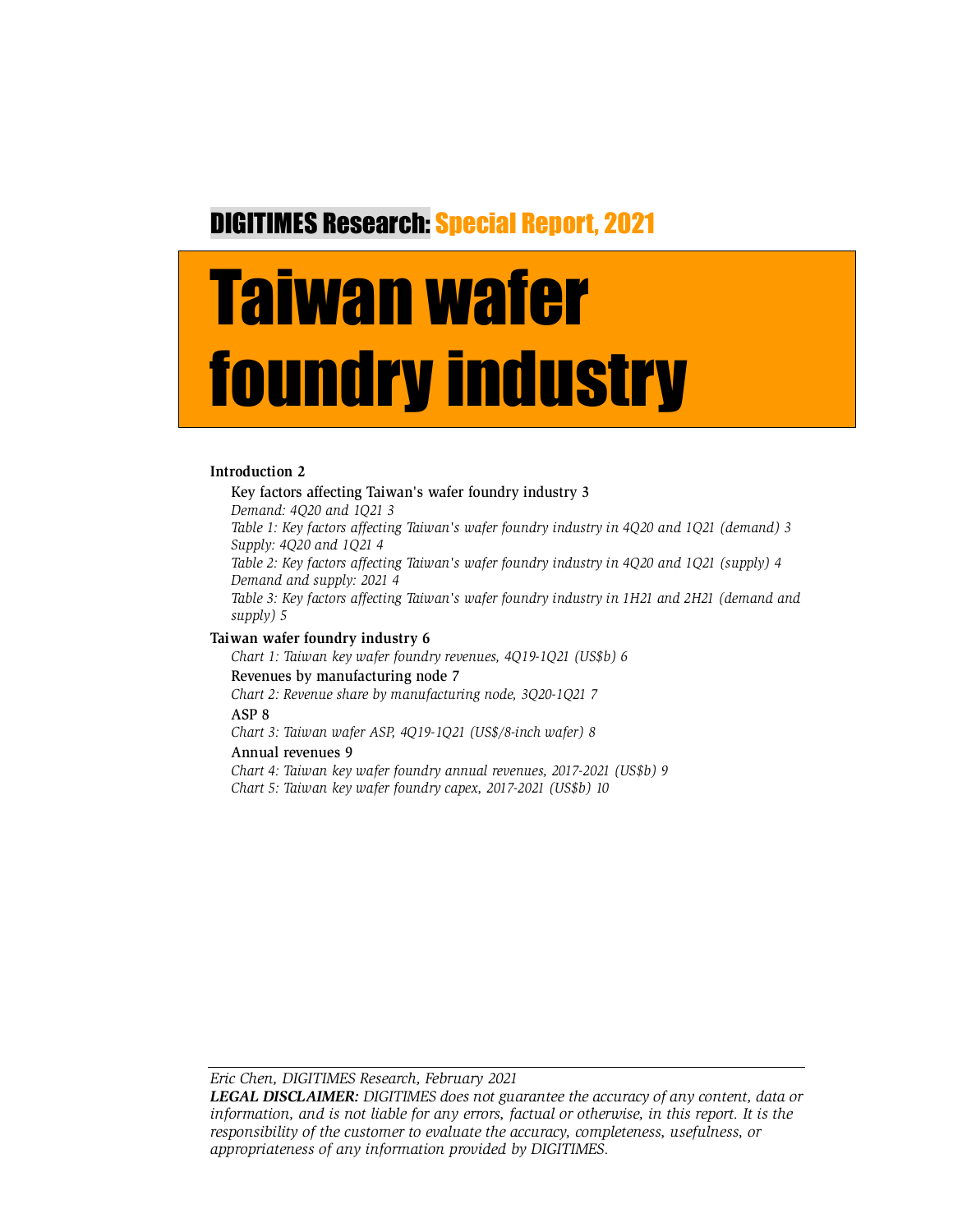**DIGITIMES Research:** Special Report, 2021

# Taiwan wafer foundry industry

**Introduction 2**

Key factors affecting Taiwan's wafer foundry industry 3

*Demand: 4Q20 and 1Q21 3*

*Table 1: Key factors affecting Taiwan's wafer foundry industry in 4Q20 and 1Q21 (demand) 3*

*Supply: 4Q20 and 1Q21 4*

*Table 2: Key factors affecting Taiwan's wafer foundry industry in 4Q20 and 1Q21 (supply) 4*

*Demand and supply: 2021 4*

*Table 3: Key factors affecting Taiwan's wafer foundry industry in 1H21 and 2H21 (demand and supply) 5*

**Taiwan wafer foundry industry 6**

*Chart 1: Taiwan key wafer foundry revenues, 4Q19-1Q21 (US$b) 6*

Revenues by manufacturing node 7

*Chart 2: Revenue share by manufacturing node, 3Q20-1Q21 7*

ASP 8

*Chart 3: Taiwan wafer ASP, 4Q19-1Q21 (US$/8-inch wafer) 8*

Annual revenues 9

*Chart 4: Taiwan key wafer foundry annual revenues, 2017-2021 (US$b) 9*

*Chart 5: Taiwan key wafer foundry capex, 2017-2021 (US$b) 10*

---

*Eric Chen, DIGITIMES Research, February 2021*

***LEGAL DISCLAIMER:*** *DIGITIMES does not guarantee the accuracy of any content, data or information, and is not liable for any errors, factual or otherwise, in this report. It is the responsibility of the customer to evaluate the accuracy, completeness, usefulness, or appropriateness of any information provided by DIGITIMES.*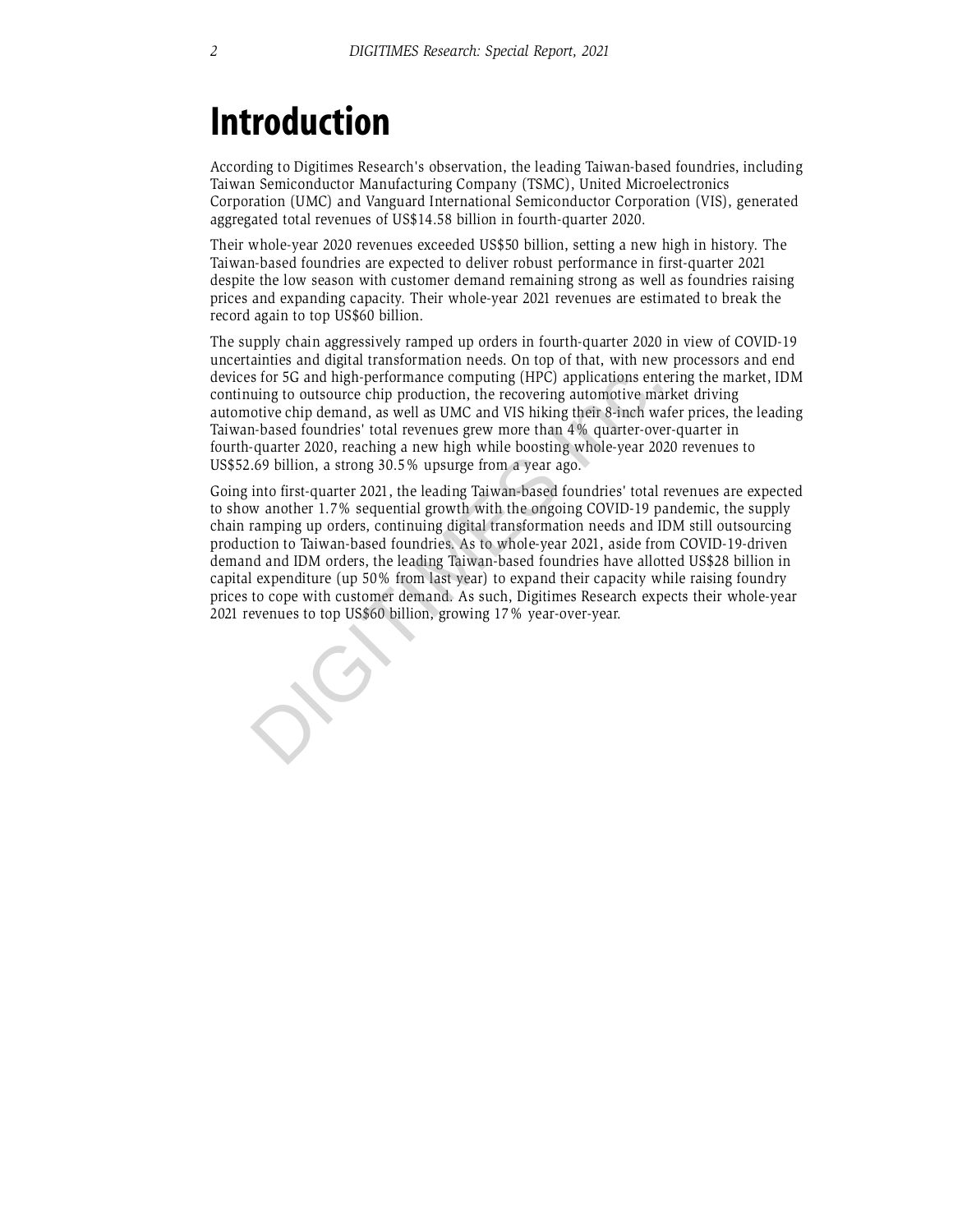# Introduction

According to Digitimes Research's observation, the leading Taiwan-based foundries, including Taiwan Semiconductor Manufacturing Company (TSMC), United Microelectronics Corporation (UMC) and Vanguard International Semiconductor Corporation (VIS), generated aggregated total revenues of US$14.58 billion in fourth-quarter 2020.

Their whole-year 2020 revenues exceeded US$50 billion, setting a new high in history. The Taiwan-based foundries are expected to deliver robust performance in first-quarter 2021 despite the low season with customer demand remaining strong as well as foundries raising prices and expanding capacity. Their whole-year 2021 revenues are estimated to break the record again to top US$60 billion.

The supply chain aggressively ramped up orders in fourth-quarter 2020 in view of COVID-19 uncertainties and digital transformation needs. On top of that, with new processors and end devices for 5G and high-performance computing (HPC) applications entering the market, IDM continuing to outsource chip production, the recovering automotive market driving automotive chip demand, as well as UMC and VIS hiking their 8-inch wafer prices, the leading Taiwan-based foundries' total revenues grew more than 4% quarter-over-quarter in fourth-quarter 2020, reaching a new high while boosting whole-year 2020 revenues to US$52.69 billion, a strong 30.5% upsurge from a year ago.

Going into first-quarter 2021, the leading Taiwan-based foundries' total revenues are expected to show another 1.7% sequential growth with the ongoing COVID-19 pandemic, the supply chain ramping up orders, continuing digital transformation needs and IDM still outsourcing production to Taiwan-based foundries. As to whole-year 2021, aside from COVID-19-driven demand and IDM orders, the leading Taiwan-based foundries have allotted US$28 billion in capital expenditure (up 50% from last year) to expand their capacity while raising foundry prices to cope with customer demand. As such, Digitimes Research expects their whole-year 2021 revenues to top US$60 billion, growing 17% year-over-year.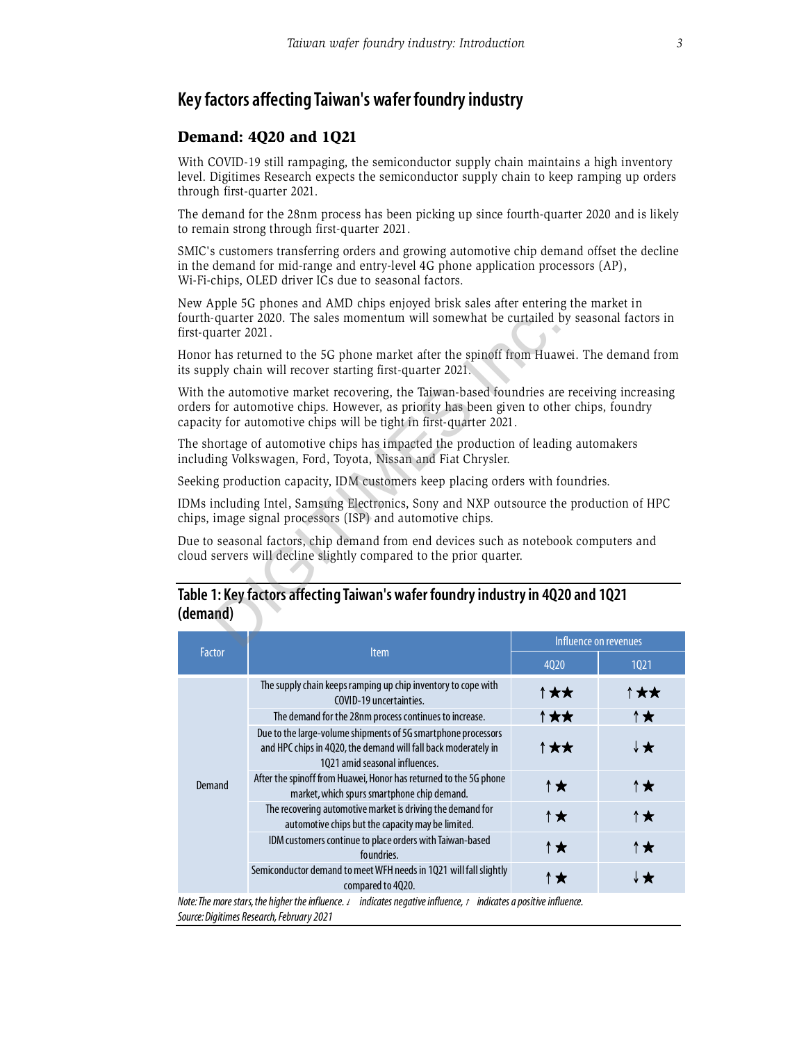## Key factors affecting Taiwan's wafer foundry industry

### Demand: 4Q20 and 1Q21

With COVID-19 still rampaging, the semiconductor supply chain maintains a high inventory level. Digitimes Research expects the semiconductor supply chain to keep ramping up orders through first-quarter 2021.

The demand for the 28nm process has been picking up since fourth-quarter 2020 and is likely to remain strong through first-quarter 2021.

SMIC's customers transferring orders and growing automotive chip demand offset the decline in the demand for mid-range and entry-level 4G phone application processors (AP), Wi-Fi-chips, OLED driver ICs due to seasonal factors.

New Apple 5G phones and AMD chips enjoyed brisk sales after entering the market in fourth-quarter 2020. The sales momentum will somewhat be curtailed by seasonal factors in first-quarter 2021.

Honor has returned to the 5G phone market after the spinoff from Huawei. The demand from its supply chain will recover starting first-quarter 2021.

With the automotive market recovering, the Taiwan-based foundries are receiving increasing orders for automotive chips. However, as priority has been given to other chips, foundry capacity for automotive chips will be tight in first-quarter 2021.

The shortage of automotive chips has impacted the production of leading automakers including Volkswagen, Ford, Toyota, Nissan and Fiat Chrysler.

Seeking production capacity, IDM customers keep placing orders with foundries.

IDMs including Intel, Samsung Electronics, Sony and NXP outsource the production of HPC chips, image signal processors (ISP) and automotive chips.

Due to seasonal factors, chip demand from end devices such as notebook computers and cloud servers will decline slightly compared to the prior quarter.

**Table 1: Key factors affecting Taiwan's wafer foundry industry in 4Q20 and 1Q21 (demand)**

| Factor | Item | Influence on revenues | |
|---|---|---|---|
| | | 4Q20 | 1Q21 |
| Demand | The supply chain keeps ramping up chip inventory to cope with COVID-19 uncertainties. | ↑★★ | ↑★★ |
| | The demand for the 28nm process continues to increase. | ↑★★ | ↑★ |
| | Due to the large-volume shipments of 5G smartphone processors and HPC chips in 4Q20, the demand will fall back moderately in 1Q21 amid seasonal influences. | ↑★★ | ↓★ |
| | After the spinoff from Huawei, Honor has returned to the 5G phone market, which spurs smartphone chip demand. | ↑★ | ↑★ |
| | The recovering automotive market is driving the demand for automotive chips but the capacity may be limited. | ↑★ | ↑★ |
| | IDM customers continue to place orders with Taiwan-based foundries. | ↑★ | ↑★ |
| | Semiconductor demand to meet WFH needs in 1Q21 will fall slightly compared to 4Q20. | ↑★ | ↓★ |

*Note: The more stars, the higher the influence. ↓ indicates negative influence, ↑ indicates a positive influence.*

*Source: Digitimes Research, February 2021*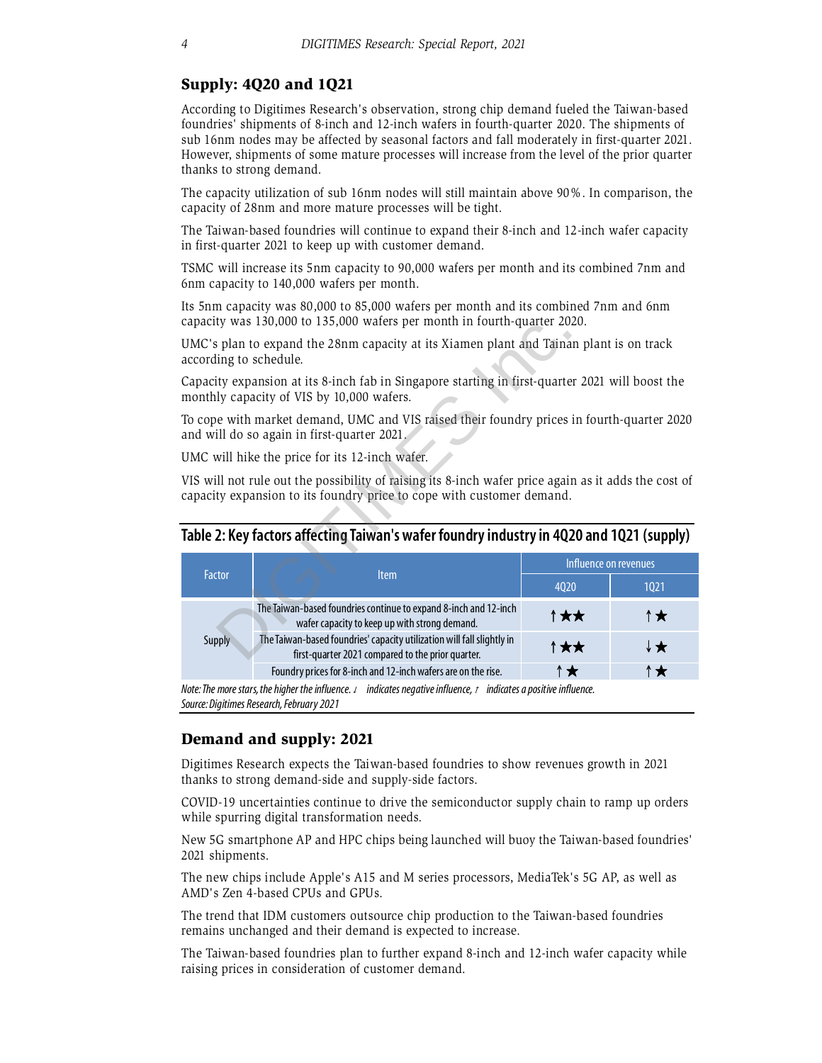## Supply: 4Q20 and 1Q21

According to Digitimes Research's observation, strong chip demand fueled the Taiwan-based foundries' shipments of 8-inch and 12-inch wafers in fourth-quarter 2020. The shipments of sub 16nm nodes may be affected by seasonal factors and fall moderately in first-quarter 2021. However, shipments of some mature processes will increase from the level of the prior quarter thanks to strong demand.

The capacity utilization of sub 16nm nodes will still maintain above 90%. In comparison, the capacity of 28nm and more mature processes will be tight.

The Taiwan-based foundries will continue to expand their 8-inch and 12-inch wafer capacity in first-quarter 2021 to keep up with customer demand.

TSMC will increase its 5nm capacity to 90,000 wafers per month and its combined 7nm and 6nm capacity to 140,000 wafers per month.

Its 5nm capacity was 80,000 to 85,000 wafers per month and its combined 7nm and 6nm capacity was 130,000 to 135,000 wafers per month in fourth-quarter 2020.

UMC's plan to expand the 28nm capacity at its Xiamen plant and Tainan plant is on track according to schedule.

Capacity expansion at its 8-inch fab in Singapore starting in first-quarter 2021 will boost the monthly capacity of VIS by 10,000 wafers.

To cope with market demand, UMC and VIS raised their foundry prices in fourth-quarter 2020 and will do so again in first-quarter 2021.

UMC will hike the price for its 12-inch wafer.

VIS will not rule out the possibility of raising its 8-inch wafer price again as it adds the cost of capacity expansion to its foundry price to cope with customer demand.

### Table 2: Key factors affecting Taiwan's wafer foundry industry in 4Q20 and 1Q21 (supply)

| Factor | Item | Influence on revenues | |
|---|---|---|---|
| | | 4Q20 | 1Q21 |
| Supply | The Taiwan-based foundries continue to expand 8-inch and 12-inch wafer capacity to keep up with strong demand. | ↑★★ | ↑★ |
| | The Taiwan-based foundries' capacity utilization will fall slightly in first-quarter 2021 compared to the prior quarter. | ↑★★ | ↓★ |
| | Foundry prices for 8-inch and 12-inch wafers are on the rise. | ↑★ | ↑★ |

*Note: The more stars, the higher the influence. ↓ indicates negative influence, ↑ indicates a positive influence.*
*Source: Digitimes Research, February 2021*

## Demand and supply: 2021

Digitimes Research expects the Taiwan-based foundries to show revenues growth in 2021 thanks to strong demand-side and supply-side factors.

COVID-19 uncertainties continue to drive the semiconductor supply chain to ramp up orders while spurring digital transformation needs.

New 5G smartphone AP and HPC chips being launched will buoy the Taiwan-based foundries' 2021 shipments.

The new chips include Apple's A15 and M series processors, MediaTek's 5G AP, as well as AMD's Zen 4-based CPUs and GPUs.

The trend that IDM customers outsource chip production to the Taiwan-based foundries remains unchanged and their demand is expected to increase.

The Taiwan-based foundries plan to further expand 8-inch and 12-inch wafer capacity while raising prices in consideration of customer demand.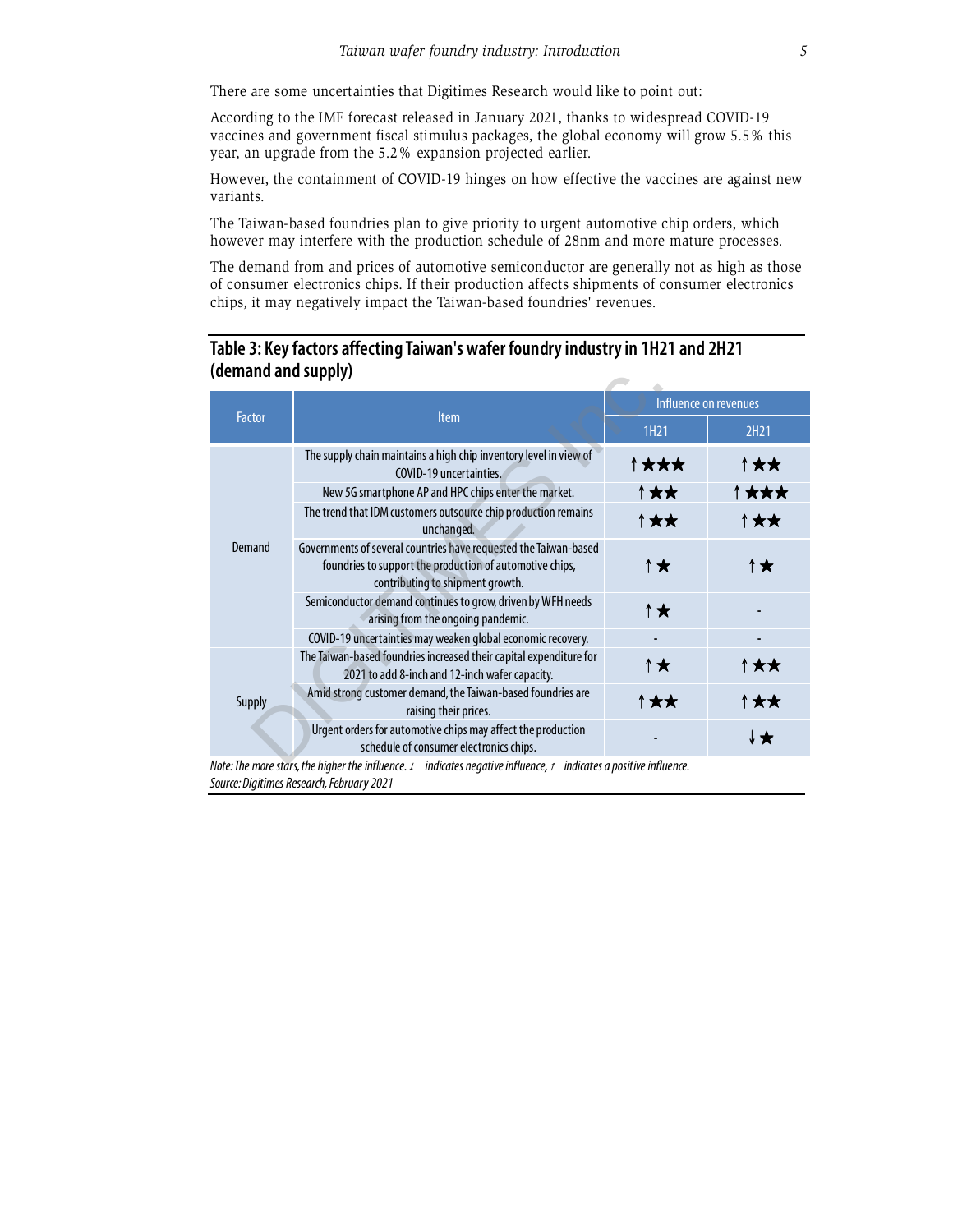There are some uncertainties that Digitimes Research would like to point out:

According to the IMF forecast released in January 2021, thanks to widespread COVID-19 vaccines and government fiscal stimulus packages, the global economy will grow 5.5% this year, an upgrade from the 5.2% expansion projected earlier.

However, the containment of COVID-19 hinges on how effective the vaccines are against new variants.

The Taiwan-based foundries plan to give priority to urgent automotive chip orders, which however may interfere with the production schedule of 28nm and more mature processes.

The demand from and prices of automotive semiconductor are generally not as high as those of consumer electronics chips. If their production affects shipments of consumer electronics chips, it may negatively impact the Taiwan-based foundries' revenues.

## Table 3: Key factors affecting Taiwan's wafer foundry industry in 1H21 and 2H21 (demand and supply)

| Factor | Item | Influence on revenues | |
|---|---|---|---|
| | | 1H21 | 2H21 |
| Demand | The supply chain maintains a high chip inventory level in view of COVID-19 uncertainties. | ↑★★★ | ↑★★ |
| | New 5G smartphone AP and HPC chips enter the market. | ↑★★ | ↑★★★ |
| | The trend that IDM customers outsource chip production remains unchanged. | ↑★★ | ↑★★ |
| | Governments of several countries have requested the Taiwan-based foundries to support the production of automotive chips, contributing to shipment growth. | ↑★ | ↑★ |
| | Semiconductor demand continues to grow, driven by WFH needs arising from the ongoing pandemic. | ↑★ | - |
| | COVID-19 uncertainties may weaken global economic recovery. | - | - |
| Supply | The Taiwan-based foundries increased their capital expenditure for 2021 to add 8-inch and 12-inch wafer capacity. | ↑★ | ↑★★ |
| | Amid strong customer demand, the Taiwan-based foundries are raising their prices. | ↑★★ | ↑★★ |
| | Urgent orders for automotive chips may affect the production schedule of consumer electronics chips. | - | ↓★ |

*Note: The more stars, the higher the influence. ↓ indicates negative influence, ↑ indicates a positive influence.*
*Source: Digitimes Research, February 2021*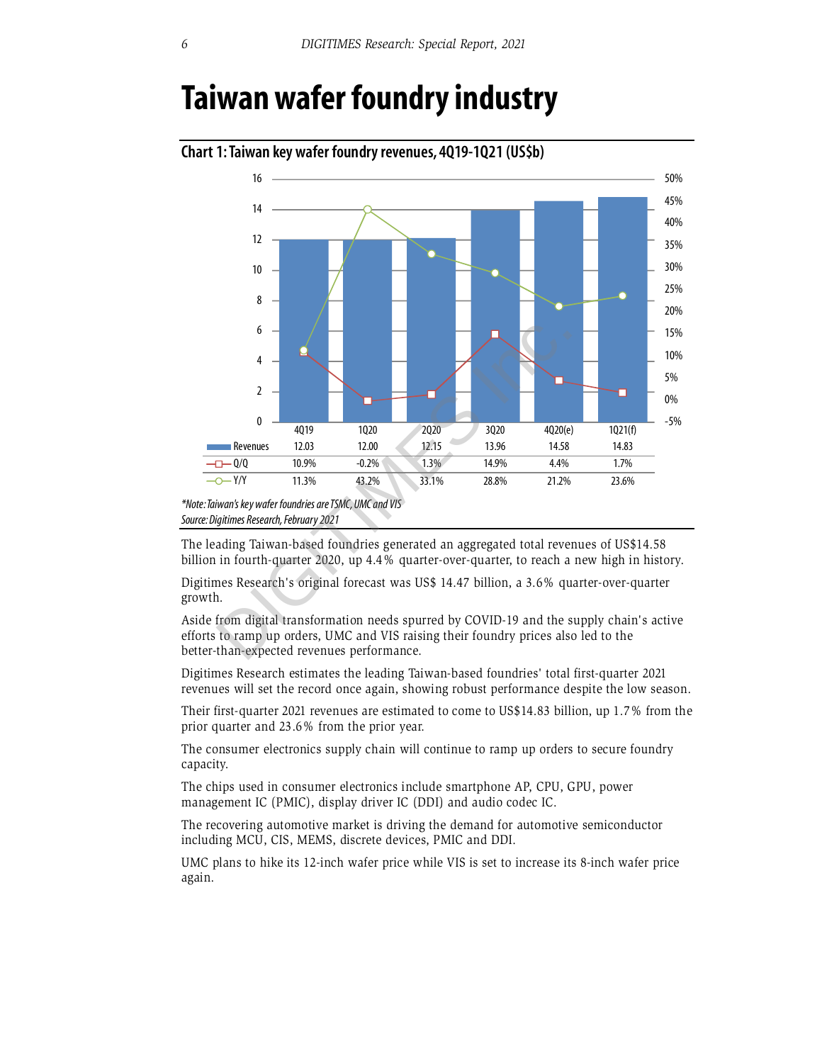# Taiwan wafer foundry industry

**Chart 1: Taiwan key wafer foundry revenues, 4Q19-1Q21 (US$b)**

| | 4Q19 | 1Q20 | 2Q20 | 3Q20 | 4Q20(e) | 1Q21(f) |
|---|---|---|---|---|---|---|
| Revenues | 12.03 | 12.00 | 12.15 | 13.96 | 14.58 | 14.83 |
| Q/Q | 10.9% | -0.2% | 1.3% | 14.9% | 4.4% | 1.7% |
| Y/Y | 11.3% | 43.2% | 33.1% | 28.8% | 21.2% | 23.6% |

*\*Note: Taiwan's key wafer foundries are TSMC, UMC and VIS*
*Source: Digitimes Research, February 2021*

The leading Taiwan-based foundries generated an aggregated total revenues of US$14.58 billion in fourth-quarter 2020, up 4.4% quarter-over-quarter, to reach a new high in history.

Digitimes Research's original forecast was US$ 14.47 billion, a 3.6% quarter-over-quarter growth.

Aside from digital transformation needs spurred by COVID-19 and the supply chain's active efforts to ramp up orders, UMC and VIS raising their foundry prices also led to the better-than-expected revenues performance.

Digitimes Research estimates the leading Taiwan-based foundries' total first-quarter 2021 revenues will set the record once again, showing robust performance despite the low season.

Their first-quarter 2021 revenues are estimated to come to US$14.83 billion, up 1.7% from the prior quarter and 23.6% from the prior year.

The consumer electronics supply chain will continue to ramp up orders to secure foundry capacity.

The chips used in consumer electronics include smartphone AP, CPU, GPU, power management IC (PMIC), display driver IC (DDI) and audio codec IC.

The recovering automotive market is driving the demand for automotive semiconductor including MCU, CIS, MEMS, discrete devices, PMIC and DDI.

UMC plans to hike its 12-inch wafer price while VIS is set to increase its 8-inch wafer price again.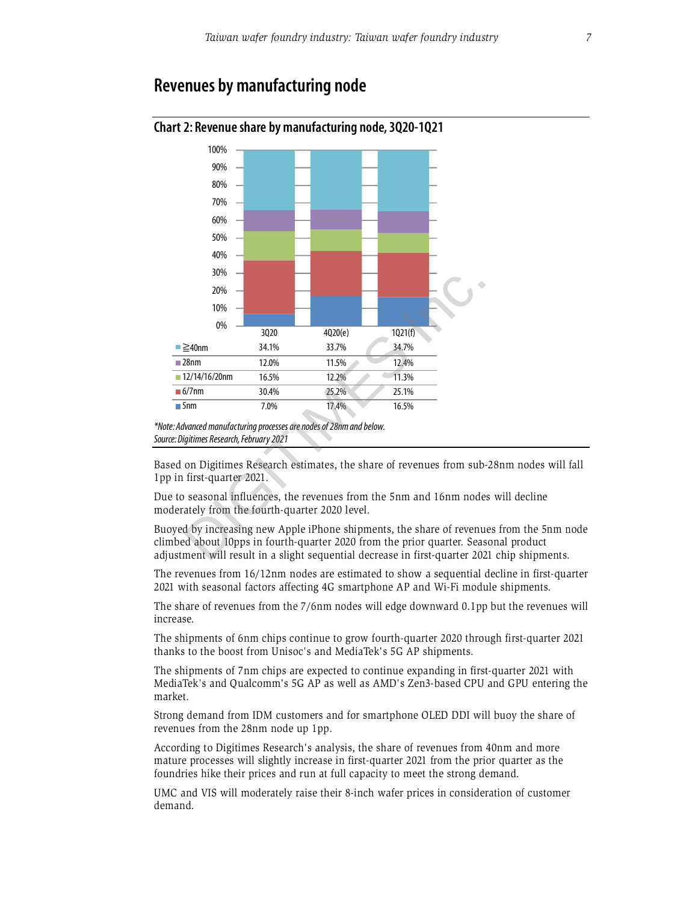## Revenues by manufacturing node

### Chart 2: Revenue share by manufacturing node, 3Q20-1Q21

| | 3Q20 | 4Q20(e) | 1Q21(f) |
|---|---|---|---|
| ≧40nm | 34.1% | 33.7% | 34.7% |
| 28nm | 12.0% | 11.5% | 12.4% |
| 12/14/16/20nm | 16.5% | 12.2% | 11.3% |
| 6/7nm | 30.4% | 25.2% | 25.1% |
| 5nm | 7.0% | 17.4% | 16.5% |

*\*Note: Advanced manufacturing processes are nodes of 28nm and below.*
*Source: Digitimes Research, February 2021*

Based on Digitimes Research estimates, the share of revenues from sub-28nm nodes will fall 1pp in first-quarter 2021.

Due to seasonal influences, the revenues from the 5nm and 16nm nodes will decline moderately from the fourth-quarter 2020 level.

Buoyed by increasing new Apple iPhone shipments, the share of revenues from the 5nm node climbed about 10pps in fourth-quarter 2020 from the prior quarter. Seasonal product adjustment will result in a slight sequential decrease in first-quarter 2021 chip shipments.

The revenues from 16/12nm nodes are estimated to show a sequential decline in first-quarter 2021 with seasonal factors affecting 4G smartphone AP and Wi-Fi module shipments.

The share of revenues from the 7/6nm nodes will edge downward 0.1pp but the revenues will increase.

The shipments of 6nm chips continue to grow fourth-quarter 2020 through first-quarter 2021 thanks to the boost from Unisoc's and MediaTek's 5G AP shipments.

The shipments of 7nm chips are expected to continue expanding in first-quarter 2021 with MediaTek's and Qualcomm's 5G AP as well as AMD's Zen3-based CPU and GPU entering the market.

Strong demand from IDM customers and for smartphone OLED DDI will buoy the share of revenues from the 28nm node up 1pp.

According to Digitimes Research's analysis, the share of revenues from 40nm and more mature processes will slightly increase in first-quarter 2021 from the prior quarter as the foundries hike their prices and run at full capacity to meet the strong demand.

UMC and VIS will moderately raise their 8-inch wafer prices in consideration of customer demand.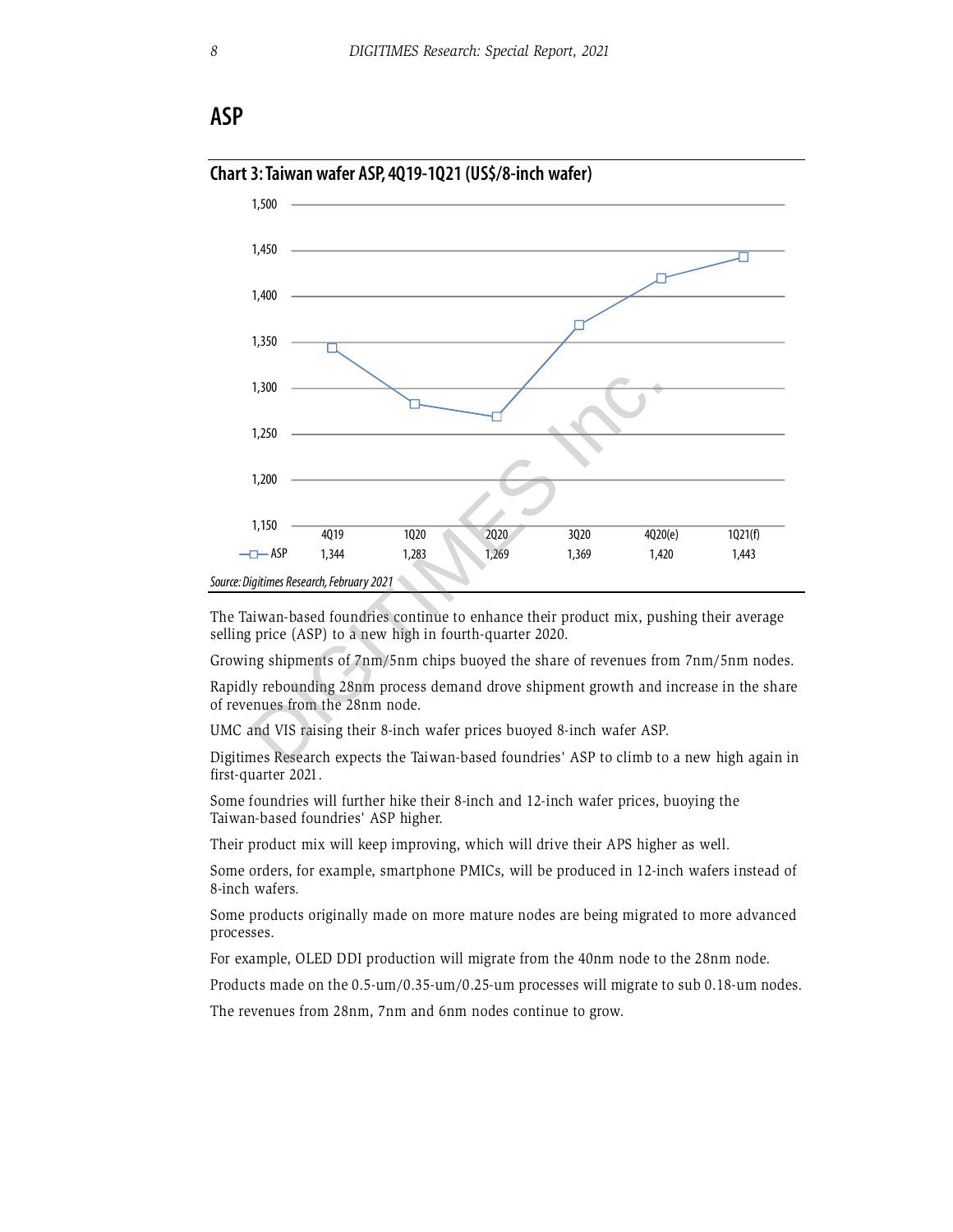# ASP

**Chart 3: Taiwan wafer ASP, 4Q19-1Q21 (US$/8-inch wafer)**

| | 4Q19 | 1Q20 | 2Q20 | 3Q20 | 4Q20(e) | 1Q21(f) |
|---|---|---|---|---|---|---|
| ASP | 1,344 | 1,283 | 1,269 | 1,369 | 1,420 | 1,443 |

*Source: Digitimes Research, February 2021*

The Taiwan-based foundries continue to enhance their product mix, pushing their average selling price (ASP) to a new high in fourth-quarter 2020.

Growing shipments of 7nm/5nm chips buoyed the share of revenues from 7nm/5nm nodes.

Rapidly rebounding 28nm process demand drove shipment growth and increase in the share of revenues from the 28nm node.

UMC and VIS raising their 8-inch wafer prices buoyed 8-inch wafer ASP.

Digitimes Research expects the Taiwan-based foundries' ASP to climb to a new high again in first-quarter 2021.

Some foundries will further hike their 8-inch and 12-inch wafer prices, buoying the Taiwan-based foundries' ASP higher.

Their product mix will keep improving, which will drive their APS higher as well.

Some orders, for example, smartphone PMICs, will be produced in 12-inch wafers instead of 8-inch wafers.

Some products originally made on more mature nodes are being migrated to more advanced processes.

For example, OLED DDI production will migrate from the 40nm node to the 28nm node.

Products made on the 0.5-um/0.35-um/0.25-um processes will migrate to sub 0.18-um nodes.

The revenues from 28nm, 7nm and 6nm nodes continue to grow.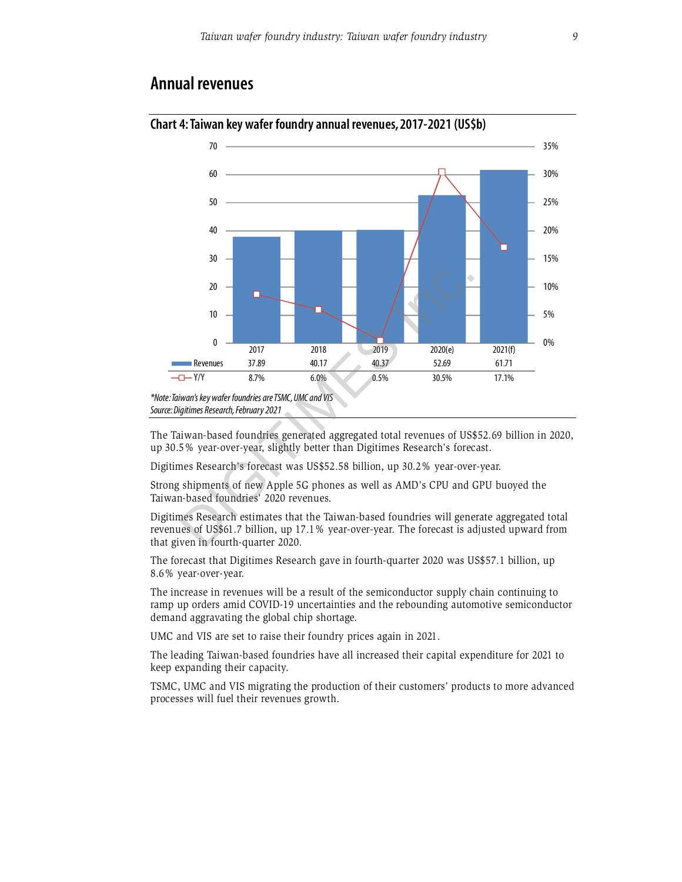## Annual revenues

**Chart 4: Taiwan key wafer foundry annual revenues, 2017-2021 (US$b)**

| | 2017 | 2018 | 2019 | 2020(e) | 2021(f) |
|---|---|---|---|---|---|
| Revenues | 37.89 | 40.17 | 40.37 | 52.69 | 61.71 |
| Y/Y | 8.7% | 6.0% | 0.5% | 30.5% | 17.1% |

*\*Note: Taiwan's key wafer foundries are TSMC, UMC and VIS*
*Source: Digitimes Research, February 2021*

The Taiwan-based foundries generated aggregated total revenues of US$52.69 billion in 2020, up 30.5% year-over-year, slightly better than Digitimes Research's forecast.

Digitimes Research's forecast was US$52.58 billion, up 30.2% year-over-year.

Strong shipments of new Apple 5G phones as well as AMD's CPU and GPU buoyed the Taiwan-based foundries' 2020 revenues.

Digitimes Research estimates that the Taiwan-based foundries will generate aggregated total revenues of US$61.7 billion, up 17.1% year-over-year. The forecast is adjusted upward from that given in fourth-quarter 2020.

The forecast that Digitimes Research gave in fourth-quarter 2020 was US$57.1 billion, up 8.6% year-over-year.

The increase in revenues will be a result of the semiconductor supply chain continuing to ramp up orders amid COVID-19 uncertainties and the rebounding automotive semiconductor demand aggravating the global chip shortage.

UMC and VIS are set to raise their foundry prices again in 2021.

The leading Taiwan-based foundries have all increased their capital expenditure for 2021 to keep expanding their capacity.

TSMC, UMC and VIS migrating the production of their customers' products to more advanced processes will fuel their revenues growth.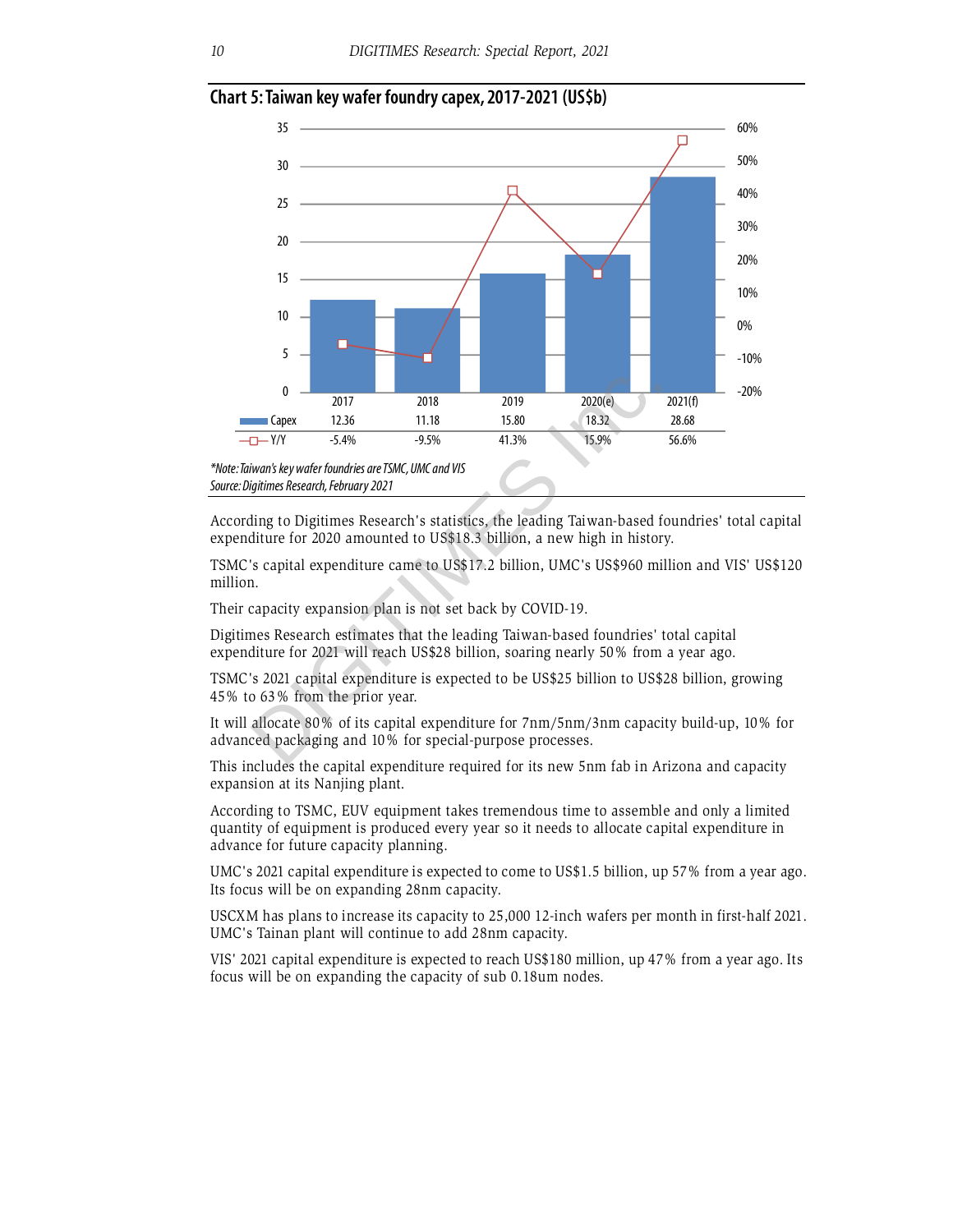**Chart 5: Taiwan key wafer foundry capex, 2017-2021 (US$b)**

35
30
25
20
15
10
5
0

60%
50%
40%
30%
20%
10%
0%
-10%
-20%

2017 2018 2019 2020(e) 2021(f)

Capex 12.36 11.18 15.80 18.32 28.68

Y/Y -5.4% -9.5% 41.3% 15.9% 56.6%

*Note: Taiwan's key wafer foundries are TSMC, UMC and VIS*
*Source: Digitimes Research, February 2021*

According to Digitimes Research's statistics, the leading Taiwan-based foundries' total capital expenditure for 2020 amounted to US$18.3 billion, a new high in history.

TSMC's capital expenditure came to US$17.2 billion, UMC's US$960 million and VIS' US$120 million.

Their capacity expansion plan is not set back by COVID-19.

Digitimes Research estimates that the leading Taiwan-based foundries' total capital expenditure for 2021 will reach US$28 billion, soaring nearly 50% from a year ago.

TSMC's 2021 capital expenditure is expected to be US$25 billion to US$28 billion, growing 45% to 63% from the prior year.

It will allocate 80% of its capital expenditure for 7nm/5nm/3nm capacity build-up, 10% for advanced packaging and 10% for special-purpose processes.

This includes the capital expenditure required for its new 5nm fab in Arizona and capacity expansion at its Nanjing plant.

According to TSMC, EUV equipment takes tremendous time to assemble and only a limited quantity of equipment is produced every year so it needs to allocate capital expenditure in advance for future capacity planning.

UMC's 2021 capital expenditure is expected to come to US$1.5 billion, up 57% from a year ago. Its focus will be on expanding 28nm capacity.

USCXM has plans to increase its capacity to 25,000 12-inch wafers per month in first-half 2021. UMC's Tainan plant will continue to add 28nm capacity.

VIS' 2021 capital expenditure is expected to reach US$180 million, up 47% from a year ago. Its focus will be on expanding the capacity of sub 0.18um nodes.